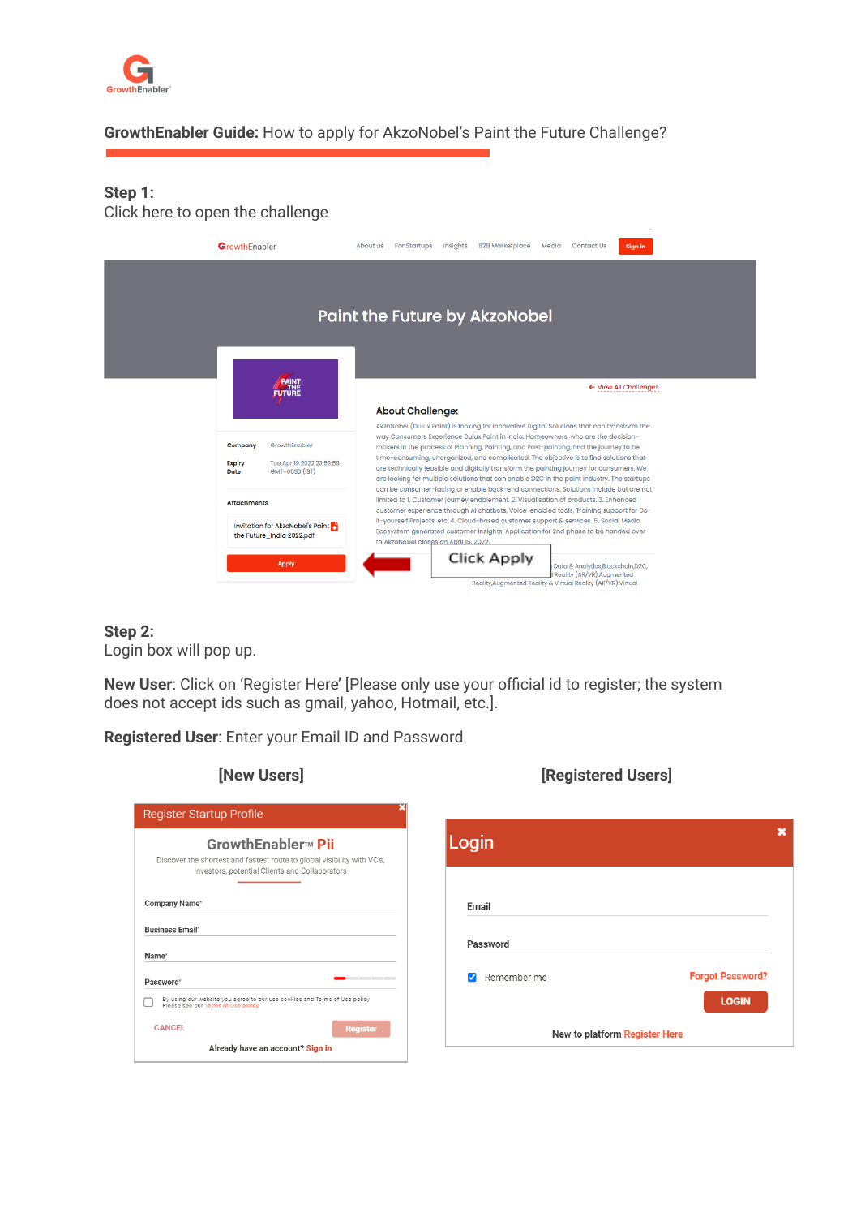**GrowthEnabler Guide:** How to apply for AkzoNobel's Paint the Future Challenge?

**Step 1:**
Click here to open the challenge

**Step 2:**
Login box will pop up.

**New User**: Click on 'Register Here' [Please only use your official id to register; the system does not accept ids such as gmail, yahoo, Hotmail, etc.].

**Registered User**: Enter your Email ID and Password

**[New Users]** **[Registered Users]**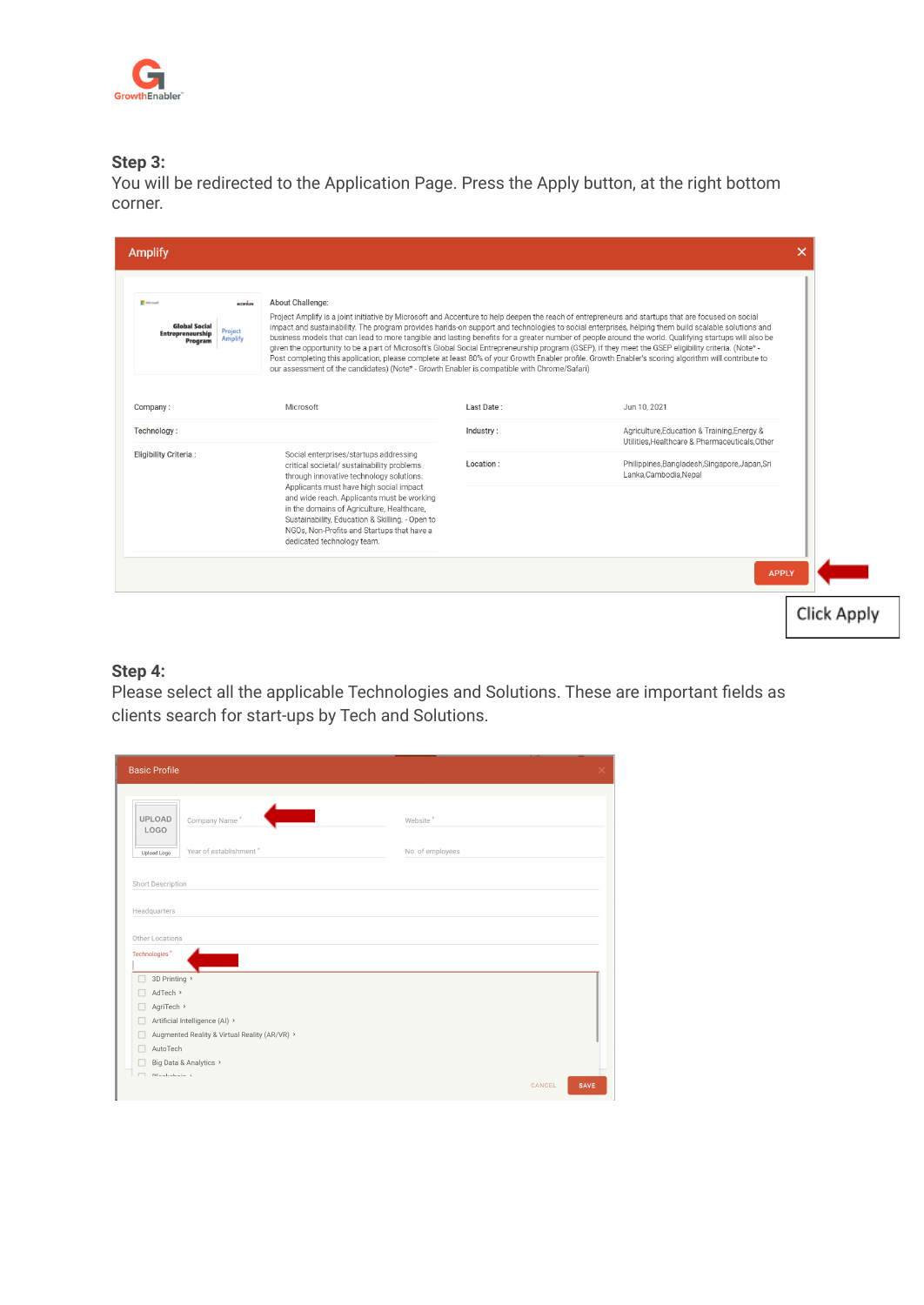## Step 3:

You will be redirected to the Application Page. Press the Apply button, at the right bottom corner.

**Amplify**

About Challenge:

Project Amplify is a joint initiative by Microsoft and Accenture to help deepen the reach of entrepreneurs and startups that are focused on social impact and sustainability. The program provides hands-on support and technologies to social enterprises, helping them build scalable solutions and business models that can lead to more tangible and lasting benefits for a greater number of people around the world. Qualifying startups will also be given the opportunity to be a part of Microsoft's Global Social Entrepreneurship program (GSEP), if they meet the GSEP eligibility criteria. (Note* - Post completing this application, please complete at least 80% of your Growth Enabler profile. Growth Enabler's scoring algorithm will contribute to our assessment of the candidates) (Note* - Growth Enabler is compatible with Chrome/Safari)

| | | | |
|---|---|---|---|
| Company : | Microsoft | Last Date : | Jun 10, 2021 |
| Technology : | | Industry : | Agriculture,Education & Training,Energy & Utilities,Healthcare & Pharmaceuticals,Other |
| Eligibility Criteria : | Social enterprises/startups addressing critical societal/ sustainability problems through innovative technology solutions. Applicants must have high social impact and wide reach. Applicants must be working in the domains of Agriculture, Healthcare, Sustainability, Education & Skilling. - Open to NGOs, Non-Profits and Startups that have a dedicated technology team. | Location : | Philippines,Bangladesh,Singapore,Japan,Sri Lanka,Cambodia,Nepal |

APPLY

Click Apply

## Step 4:

Please select all the applicable Technologies and Solutions. These are important fields as clients search for start-ups by Tech and Solutions.

**Basic Profile**

UPLOAD LOGO

Upload Logo

Company Name *

Website *

Year of establishment *

No. of employees

Short Description

Headquarters

Other Locations

Technologies *

- 3D Printing ›
- AdTech ›
- AgriTech ›
- Artificial Intelligence (AI) ›
- Augmented Reality & Virtual Reality (AR/VR) ›
- AutoTech
- Big Data & Analytics ›

CANCEL SAVE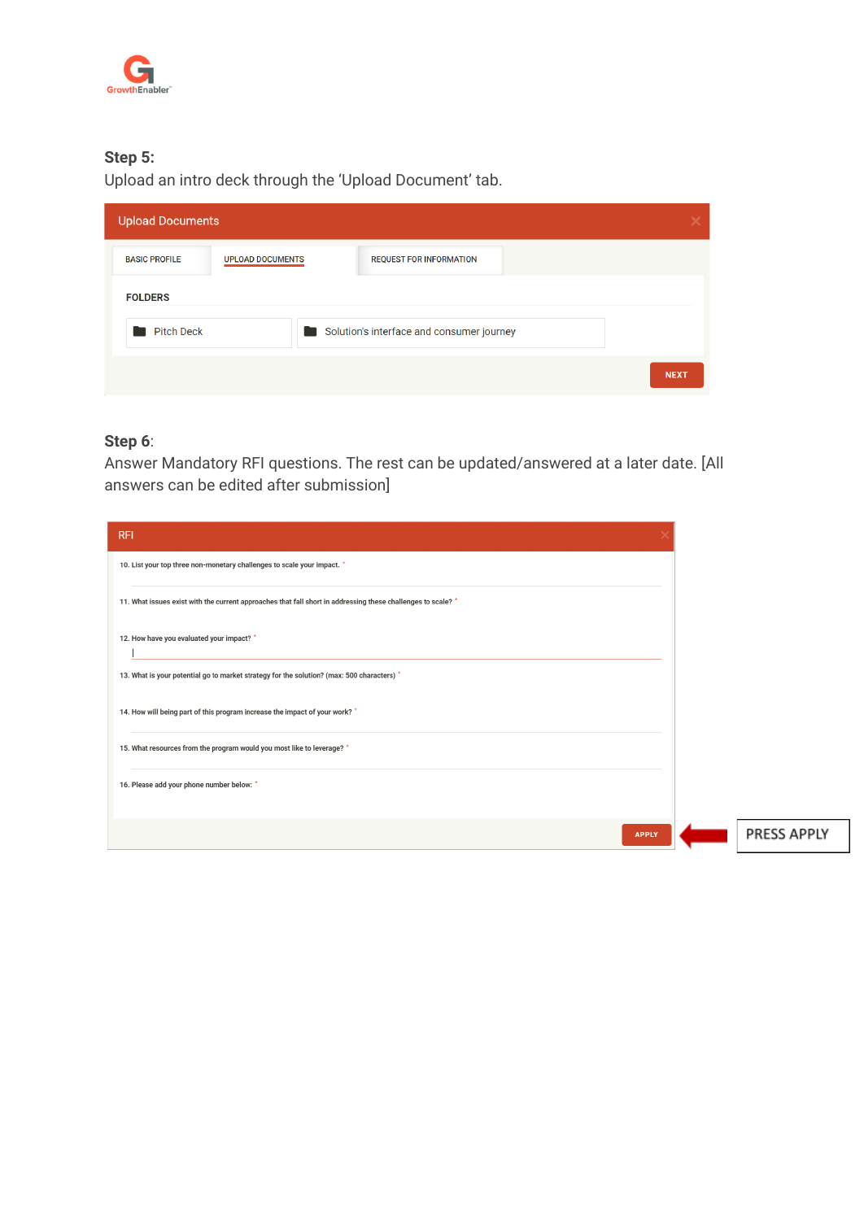**Step 5:**

Upload an intro deck through the 'Upload Document' tab.

Upload Documents

BASIC PROFILE | UPLOAD DOCUMENTS | REQUEST FOR INFORMATION

FOLDERS

Pitch Deck

Solution's interface and consumer journey

NEXT

**Step 6**:

Answer Mandatory RFI questions. The rest can be updated/answered at a later date. [All answers can be edited after submission]

RFI

10. List your top three non-monetary challenges to scale your impact. *

11. What issues exist with the current approaches that fall short in addressing these challenges to scale? *

12. How have you evaluated your impact? *

13. What is your potential go to market strategy for the solution? (max: 500 characters) *

14. How will being part of this program increase the impact of your work? *

15. What resources from the program would you most like to leverage? *

16. Please add your phone number below: *

APPLY

PRESS APPLY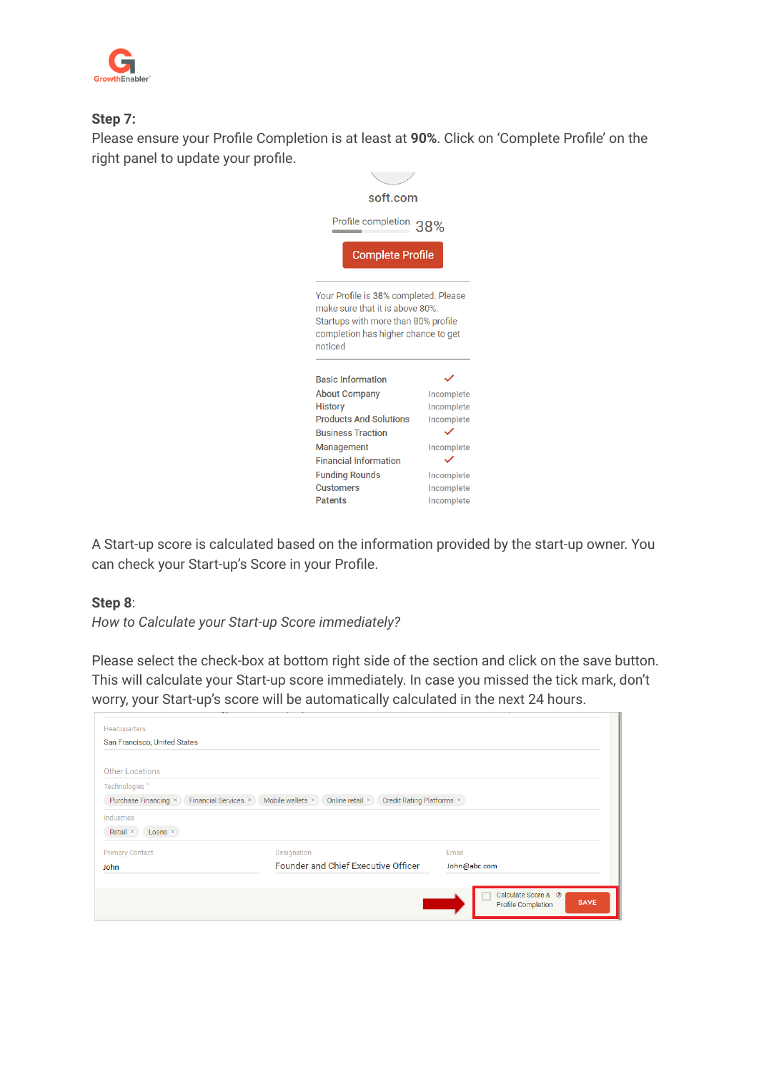**Step 7:**

Please ensure your Profile Completion is at least at **90%**. Click on 'Complete Profile' on the right panel to update your profile.

soft.com

Profile completion 38%

Complete Profile

Your Profile is 38% completed. Please make sure that it is above 80%. Startups with more than 80% profile completion has higher chance to get noticed

| | |
|---|---|
| Basic Information | ✓ |
| About Company | Incomplete |
| History | Incomplete |
| Products And Solutions | Incomplete |
| Business Traction | ✓ |
| Management | Incomplete |
| Financial Information | ✓ |
| Funding Rounds | Incomplete |
| Customers | Incomplete |
| Patents | Incomplete |

A Start-up score is calculated based on the information provided by the start-up owner. You can check your Start-up's Score in your Profile.

**Step 8**:

*How to Calculate your Start-up Score immediately?*

Please select the check-box at bottom right side of the section and click on the save button. This will calculate your Start-up score immediately. In case you missed the tick mark, don't worry, your Start-up's score will be automatically calculated in the next 24 hours.

Headquarters
San Francisco, United States

Other Locations

Technologies *
Purchase Financing × Financial Services × Mobile wallets × Online retail × Credit Rating Platforms ×

Industries
Retail × Loans ×

Primary Contact: John
Designation: Founder and Chief Executive Officer
Email: John@abc.com

Calculate Score & Profile Completion

SAVE